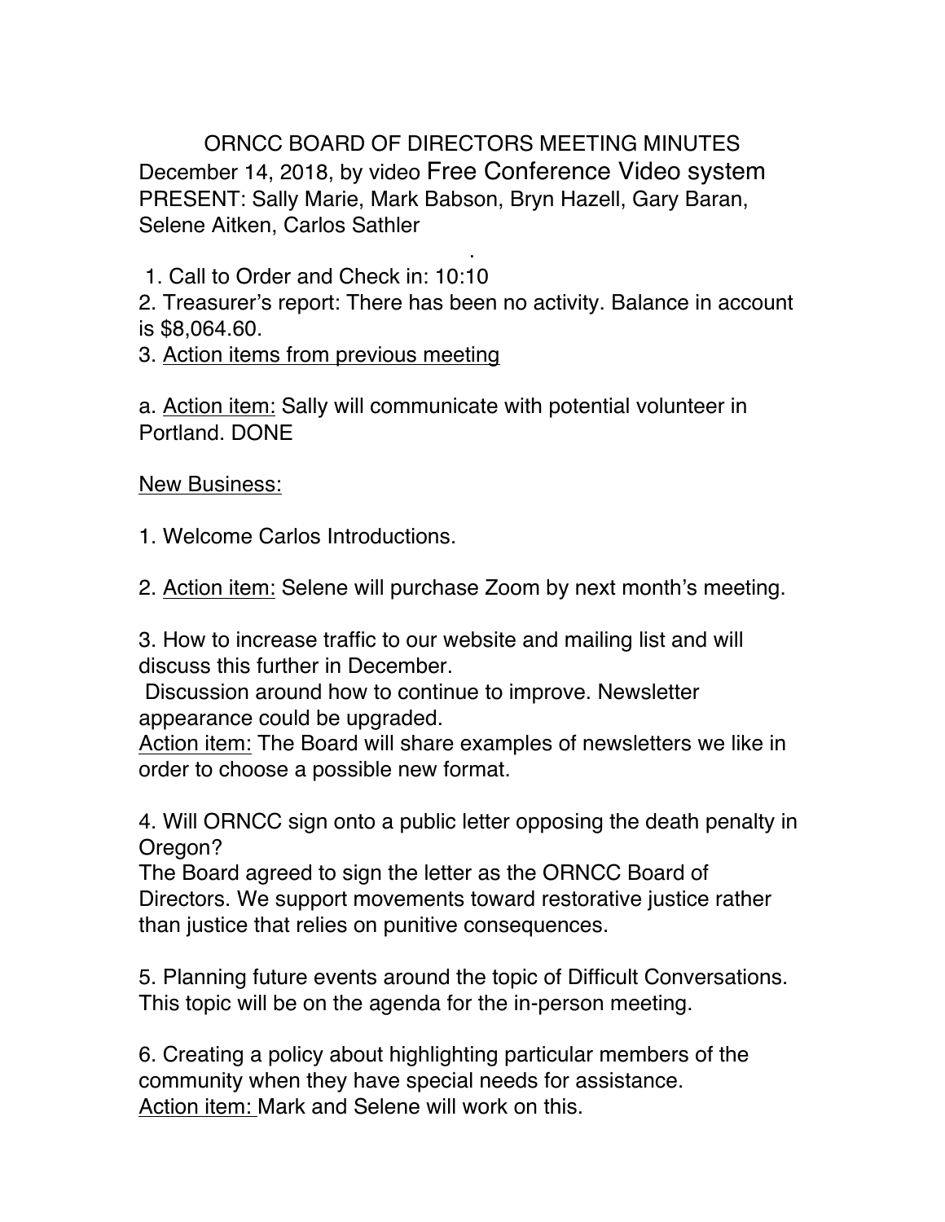# ORNCC BOARD OF DIRECTORS MEETING MINUTES

December 14, 2018, by video Free Conference Video system
PRESENT: Sally Marie, Mark Babson, Bryn Hazell, Gary Baran, Selene Aitken, Carlos Sathler

.

1. Call to Order and Check in: 10:10
2. Treasurer's report: There has been no activity. Balance in account is $8,064.60.
3. <u>Action items from previous meeting</u>

a. <u>Action item:</u> Sally will communicate with potential volunteer in Portland. DONE

<u>New Business:</u>

1. Welcome Carlos Introductions.

2. <u>Action item:</u> Selene will purchase Zoom by next month's meeting.

3. How to increase traffic to our website and mailing list and will discuss this further in December.
Discussion around how to continue to improve. Newsletter appearance could be upgraded.
<u>Action item:</u> The Board will share examples of newsletters we like in order to choose a possible new format.

4. Will ORNCC sign onto a public letter opposing the death penalty in Oregon?
The Board agreed to sign the letter as the ORNCC Board of Directors. We support movements toward restorative justice rather than justice that relies on punitive consequences.

5. Planning future events around the topic of Difficult Conversations. This topic will be on the agenda for the in-person meeting.

6. Creating a policy about highlighting particular members of the community when they have special needs for assistance.
<u>Action item:</u> Mark and Selene will work on this.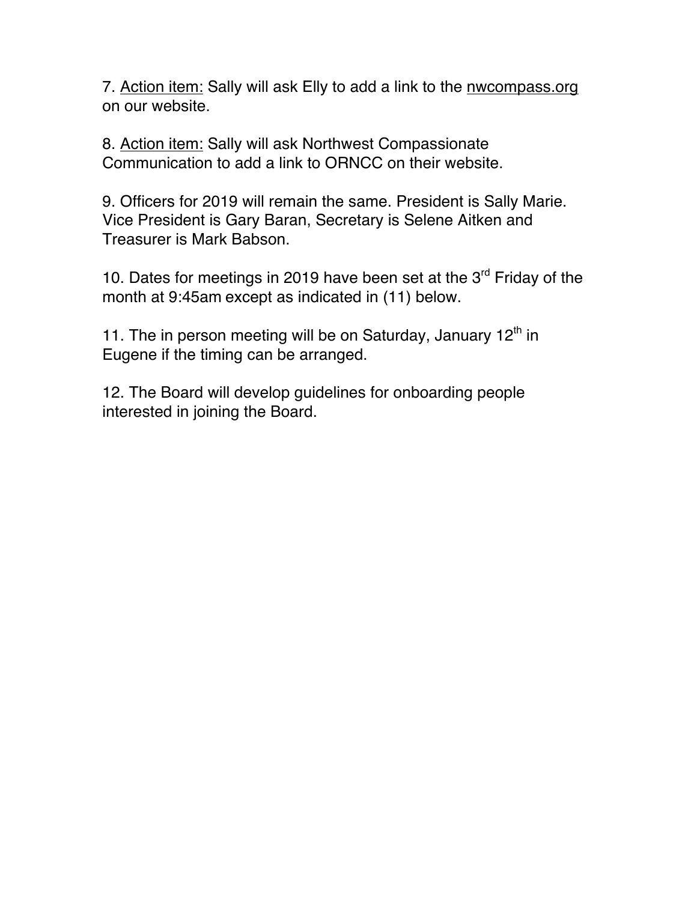7. Action item: Sally will ask Elly to add a link to the nwcompass.org on our website.

8. Action item: Sally will ask Northwest Compassionate Communication to add a link to ORNCC on their website.

9. Officers for 2019 will remain the same. President is Sally Marie. Vice President is Gary Baran, Secretary is Selene Aitken and Treasurer is Mark Babson.

10. Dates for meetings in 2019 have been set at the 3rd Friday of the month at 9:45am except as indicated in (11) below.

11. The in person meeting will be on Saturday, January 12th in Eugene if the timing can be arranged.

12. The Board will develop guidelines for onboarding people interested in joining the Board.